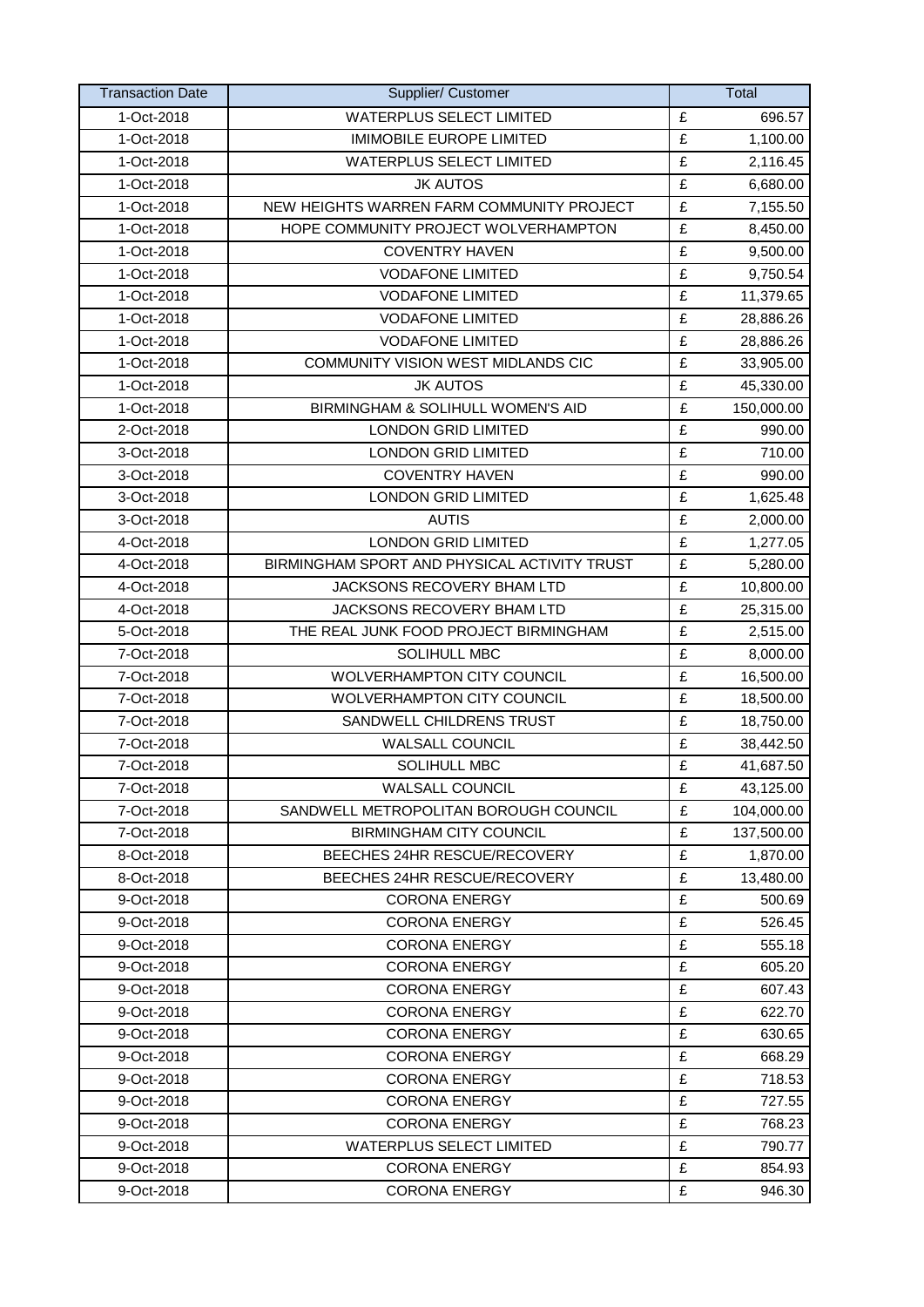| Transaction Date | Supplier/ Customer | Total | |
|---|---|---|---|
| 1-Oct-2018 | WATERPLUS SELECT LIMITED | £ | 696.57 |
| 1-Oct-2018 | IMIMOBILE EUROPE LIMITED | £ | 1,100.00 |
| 1-Oct-2018 | WATERPLUS SELECT LIMITED | £ | 2,116.45 |
| 1-Oct-2018 | JK AUTOS | £ | 6,680.00 |
| 1-Oct-2018 | NEW HEIGHTS WARREN FARM COMMUNITY PROJECT | £ | 7,155.50 |
| 1-Oct-2018 | HOPE COMMUNITY PROJECT WOLVERHAMPTON | £ | 8,450.00 |
| 1-Oct-2018 | COVENTRY HAVEN | £ | 9,500.00 |
| 1-Oct-2018 | VODAFONE LIMITED | £ | 9,750.54 |
| 1-Oct-2018 | VODAFONE LIMITED | £ | 11,379.65 |
| 1-Oct-2018 | VODAFONE LIMITED | £ | 28,886.26 |
| 1-Oct-2018 | VODAFONE LIMITED | £ | 28,886.26 |
| 1-Oct-2018 | COMMUNITY VISION WEST MIDLANDS CIC | £ | 33,905.00 |
| 1-Oct-2018 | JK AUTOS | £ | 45,330.00 |
| 1-Oct-2018 | BIRMINGHAM & SOLIHULL WOMEN'S AID | £ | 150,000.00 |
| 2-Oct-2018 | LONDON GRID LIMITED | £ | 990.00 |
| 3-Oct-2018 | LONDON GRID LIMITED | £ | 710.00 |
| 3-Oct-2018 | COVENTRY HAVEN | £ | 990.00 |
| 3-Oct-2018 | LONDON GRID LIMITED | £ | 1,625.48 |
| 3-Oct-2018 | AUTIS | £ | 2,000.00 |
| 4-Oct-2018 | LONDON GRID LIMITED | £ | 1,277.05 |
| 4-Oct-2018 | BIRMINGHAM SPORT AND PHYSICAL ACTIVITY TRUST | £ | 5,280.00 |
| 4-Oct-2018 | JACKSONS RECOVERY BHAM LTD | £ | 10,800.00 |
| 4-Oct-2018 | JACKSONS RECOVERY BHAM LTD | £ | 25,315.00 |
| 5-Oct-2018 | THE REAL JUNK FOOD PROJECT BIRMINGHAM | £ | 2,515.00 |
| 7-Oct-2018 | SOLIHULL MBC | £ | 8,000.00 |
| 7-Oct-2018 | WOLVERHAMPTON CITY COUNCIL | £ | 16,500.00 |
| 7-Oct-2018 | WOLVERHAMPTON CITY COUNCIL | £ | 18,500.00 |
| 7-Oct-2018 | SANDWELL CHILDRENS TRUST | £ | 18,750.00 |
| 7-Oct-2018 | WALSALL COUNCIL | £ | 38,442.50 |
| 7-Oct-2018 | SOLIHULL MBC | £ | 41,687.50 |
| 7-Oct-2018 | WALSALL COUNCIL | £ | 43,125.00 |
| 7-Oct-2018 | SANDWELL METROPOLITAN BOROUGH COUNCIL | £ | 104,000.00 |
| 7-Oct-2018 | BIRMINGHAM CITY COUNCIL | £ | 137,500.00 |
| 8-Oct-2018 | BEECHES 24HR RESCUE/RECOVERY | £ | 1,870.00 |
| 8-Oct-2018 | BEECHES 24HR RESCUE/RECOVERY | £ | 13,480.00 |
| 9-Oct-2018 | CORONA ENERGY | £ | 500.69 |
| 9-Oct-2018 | CORONA ENERGY | £ | 526.45 |
| 9-Oct-2018 | CORONA ENERGY | £ | 555.18 |
| 9-Oct-2018 | CORONA ENERGY | £ | 605.20 |
| 9-Oct-2018 | CORONA ENERGY | £ | 607.43 |
| 9-Oct-2018 | CORONA ENERGY | £ | 622.70 |
| 9-Oct-2018 | CORONA ENERGY | £ | 630.65 |
| 9-Oct-2018 | CORONA ENERGY | £ | 668.29 |
| 9-Oct-2018 | CORONA ENERGY | £ | 718.53 |
| 9-Oct-2018 | CORONA ENERGY | £ | 727.55 |
| 9-Oct-2018 | CORONA ENERGY | £ | 768.23 |
| 9-Oct-2018 | WATERPLUS SELECT LIMITED | £ | 790.77 |
| 9-Oct-2018 | CORONA ENERGY | £ | 854.93 |
| 9-Oct-2018 | CORONA ENERGY | £ | 946.30 |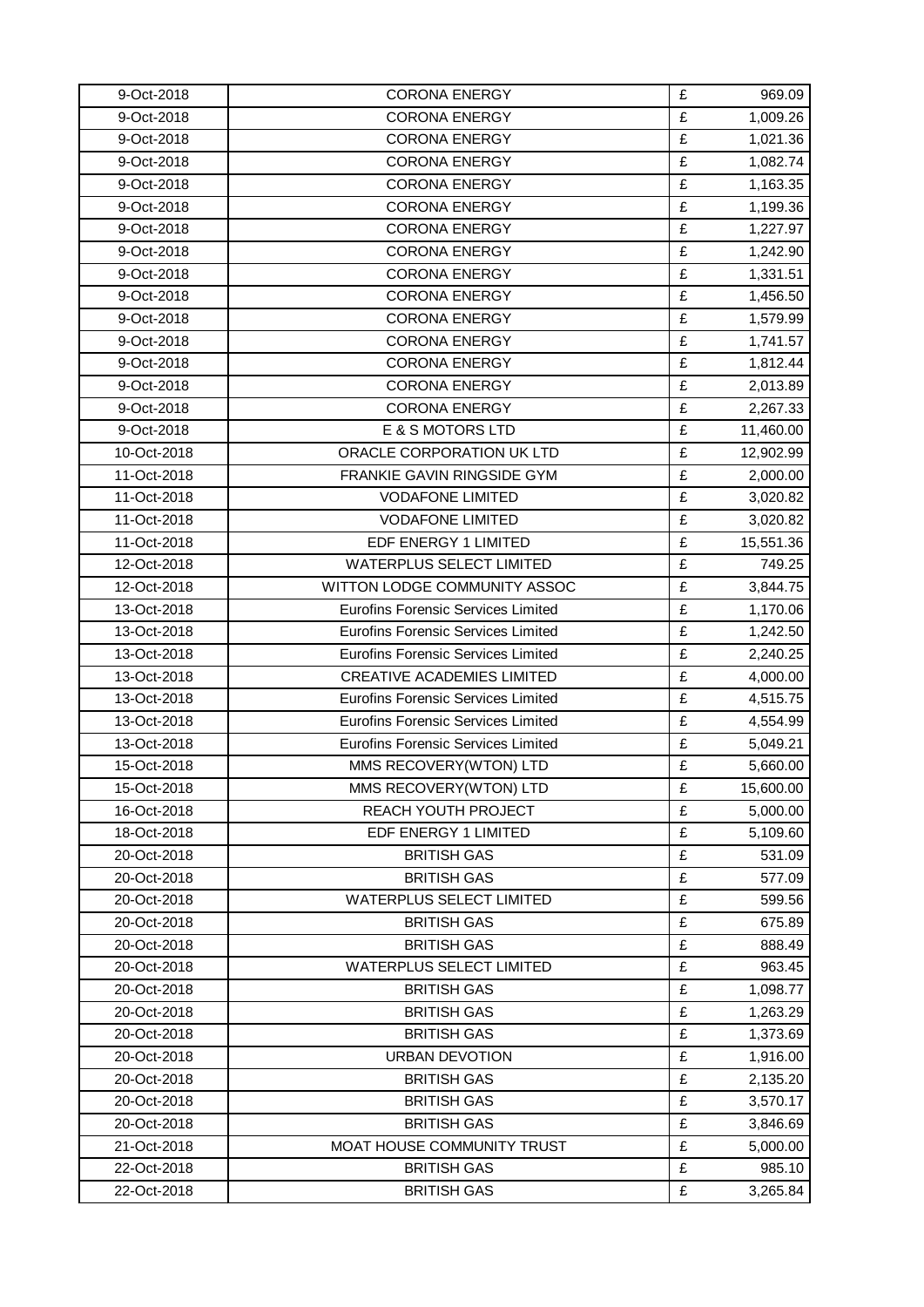| 9-Oct-2018 | CORONA ENERGY | £ | 969.09 |
|---|---|---|---|
| 9-Oct-2018 | CORONA ENERGY | £ | 1,009.26 |
| 9-Oct-2018 | CORONA ENERGY | £ | 1,021.36 |
| 9-Oct-2018 | CORONA ENERGY | £ | 1,082.74 |
| 9-Oct-2018 | CORONA ENERGY | £ | 1,163.35 |
| 9-Oct-2018 | CORONA ENERGY | £ | 1,199.36 |
| 9-Oct-2018 | CORONA ENERGY | £ | 1,227.97 |
| 9-Oct-2018 | CORONA ENERGY | £ | 1,242.90 |
| 9-Oct-2018 | CORONA ENERGY | £ | 1,331.51 |
| 9-Oct-2018 | CORONA ENERGY | £ | 1,456.50 |
| 9-Oct-2018 | CORONA ENERGY | £ | 1,579.99 |
| 9-Oct-2018 | CORONA ENERGY | £ | 1,741.57 |
| 9-Oct-2018 | CORONA ENERGY | £ | 1,812.44 |
| 9-Oct-2018 | CORONA ENERGY | £ | 2,013.89 |
| 9-Oct-2018 | CORONA ENERGY | £ | 2,267.33 |
| 9-Oct-2018 | E & S MOTORS LTD | £ | 11,460.00 |
| 10-Oct-2018 | ORACLE CORPORATION UK LTD | £ | 12,902.99 |
| 11-Oct-2018 | FRANKIE GAVIN RINGSIDE GYM | £ | 2,000.00 |
| 11-Oct-2018 | VODAFONE LIMITED | £ | 3,020.82 |
| 11-Oct-2018 | VODAFONE LIMITED | £ | 3,020.82 |
| 11-Oct-2018 | EDF ENERGY 1 LIMITED | £ | 15,551.36 |
| 12-Oct-2018 | WATERPLUS SELECT LIMITED | £ | 749.25 |
| 12-Oct-2018 | WITTON LODGE COMMUNITY ASSOC | £ | 3,844.75 |
| 13-Oct-2018 | Eurofins Forensic Services Limited | £ | 1,170.06 |
| 13-Oct-2018 | Eurofins Forensic Services Limited | £ | 1,242.50 |
| 13-Oct-2018 | Eurofins Forensic Services Limited | £ | 2,240.25 |
| 13-Oct-2018 | CREATIVE ACADEMIES LIMITED | £ | 4,000.00 |
| 13-Oct-2018 | Eurofins Forensic Services Limited | £ | 4,515.75 |
| 13-Oct-2018 | Eurofins Forensic Services Limited | £ | 4,554.99 |
| 13-Oct-2018 | Eurofins Forensic Services Limited | £ | 5,049.21 |
| 15-Oct-2018 | MMS RECOVERY(WTON) LTD | £ | 5,660.00 |
| 15-Oct-2018 | MMS RECOVERY(WTON) LTD | £ | 15,600.00 |
| 16-Oct-2018 | REACH YOUTH PROJECT | £ | 5,000.00 |
| 18-Oct-2018 | EDF ENERGY 1 LIMITED | £ | 5,109.60 |
| 20-Oct-2018 | BRITISH GAS | £ | 531.09 |
| 20-Oct-2018 | BRITISH GAS | £ | 577.09 |
| 20-Oct-2018 | WATERPLUS SELECT LIMITED | £ | 599.56 |
| 20-Oct-2018 | BRITISH GAS | £ | 675.89 |
| 20-Oct-2018 | BRITISH GAS | £ | 888.49 |
| 20-Oct-2018 | WATERPLUS SELECT LIMITED | £ | 963.45 |
| 20-Oct-2018 | BRITISH GAS | £ | 1,098.77 |
| 20-Oct-2018 | BRITISH GAS | £ | 1,263.29 |
| 20-Oct-2018 | BRITISH GAS | £ | 1,373.69 |
| 20-Oct-2018 | URBAN DEVOTION | £ | 1,916.00 |
| 20-Oct-2018 | BRITISH GAS | £ | 2,135.20 |
| 20-Oct-2018 | BRITISH GAS | £ | 3,570.17 |
| 20-Oct-2018 | BRITISH GAS | £ | 3,846.69 |
| 21-Oct-2018 | MOAT HOUSE COMMUNITY TRUST | £ | 5,000.00 |
| 22-Oct-2018 | BRITISH GAS | £ | 985.10 |
| 22-Oct-2018 | BRITISH GAS | £ | 3,265.84 |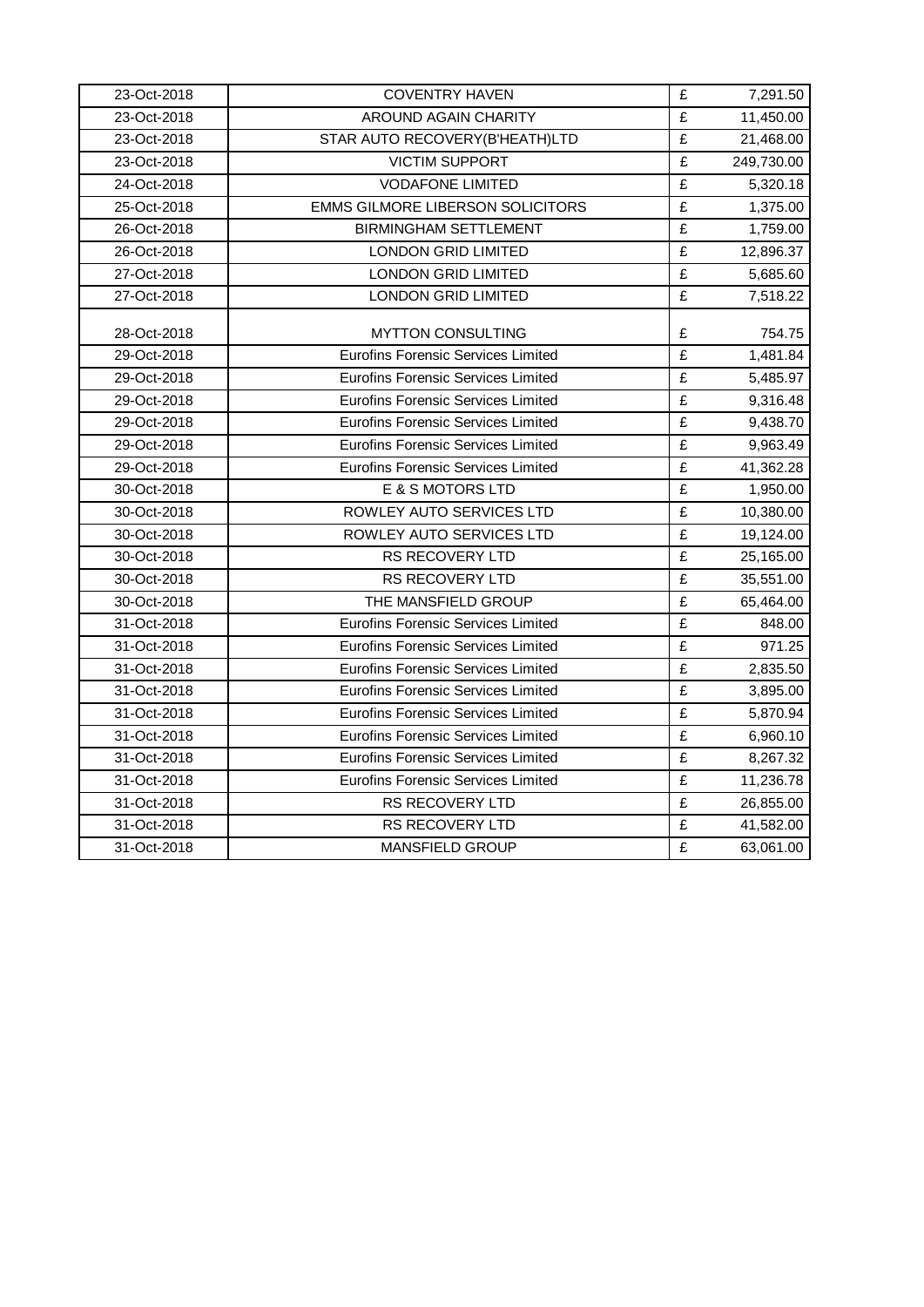| 23-Oct-2018 | COVENTRY HAVEN | £ | 7,291.50 |
|---|---|---|---|
| 23-Oct-2018 | AROUND AGAIN CHARITY | £ | 11,450.00 |
| 23-Oct-2018 | STAR AUTO RECOVERY(B'HEATH)LTD | £ | 21,468.00 |
| 23-Oct-2018 | VICTIM SUPPORT | £ | 249,730.00 |
| 24-Oct-2018 | VODAFONE LIMITED | £ | 5,320.18 |
| 25-Oct-2018 | EMMS GILMORE LIBERSON SOLICITORS | £ | 1,375.00 |
| 26-Oct-2018 | BIRMINGHAM SETTLEMENT | £ | 1,759.00 |
| 26-Oct-2018 | LONDON GRID LIMITED | £ | 12,896.37 |
| 27-Oct-2018 | LONDON GRID LIMITED | £ | 5,685.60 |
| 27-Oct-2018 | LONDON GRID LIMITED | £ | 7,518.22 |
| 28-Oct-2018 | MYTTON CONSULTING | £ | 754.75 |
| 29-Oct-2018 | Eurofins Forensic Services Limited | £ | 1,481.84 |
| 29-Oct-2018 | Eurofins Forensic Services Limited | £ | 5,485.97 |
| 29-Oct-2018 | Eurofins Forensic Services Limited | £ | 9,316.48 |
| 29-Oct-2018 | Eurofins Forensic Services Limited | £ | 9,438.70 |
| 29-Oct-2018 | Eurofins Forensic Services Limited | £ | 9,963.49 |
| 29-Oct-2018 | Eurofins Forensic Services Limited | £ | 41,362.28 |
| 30-Oct-2018 | E & S MOTORS LTD | £ | 1,950.00 |
| 30-Oct-2018 | ROWLEY AUTO SERVICES LTD | £ | 10,380.00 |
| 30-Oct-2018 | ROWLEY AUTO SERVICES LTD | £ | 19,124.00 |
| 30-Oct-2018 | RS RECOVERY LTD | £ | 25,165.00 |
| 30-Oct-2018 | RS RECOVERY LTD | £ | 35,551.00 |
| 30-Oct-2018 | THE MANSFIELD GROUP | £ | 65,464.00 |
| 31-Oct-2018 | Eurofins Forensic Services Limited | £ | 848.00 |
| 31-Oct-2018 | Eurofins Forensic Services Limited | £ | 971.25 |
| 31-Oct-2018 | Eurofins Forensic Services Limited | £ | 2,835.50 |
| 31-Oct-2018 | Eurofins Forensic Services Limited | £ | 3,895.00 |
| 31-Oct-2018 | Eurofins Forensic Services Limited | £ | 5,870.94 |
| 31-Oct-2018 | Eurofins Forensic Services Limited | £ | 6,960.10 |
| 31-Oct-2018 | Eurofins Forensic Services Limited | £ | 8,267.32 |
| 31-Oct-2018 | Eurofins Forensic Services Limited | £ | 11,236.78 |
| 31-Oct-2018 | RS RECOVERY LTD | £ | 26,855.00 |
| 31-Oct-2018 | RS RECOVERY LTD | £ | 41,582.00 |
| 31-Oct-2018 | MANSFIELD GROUP | £ | 63,061.00 |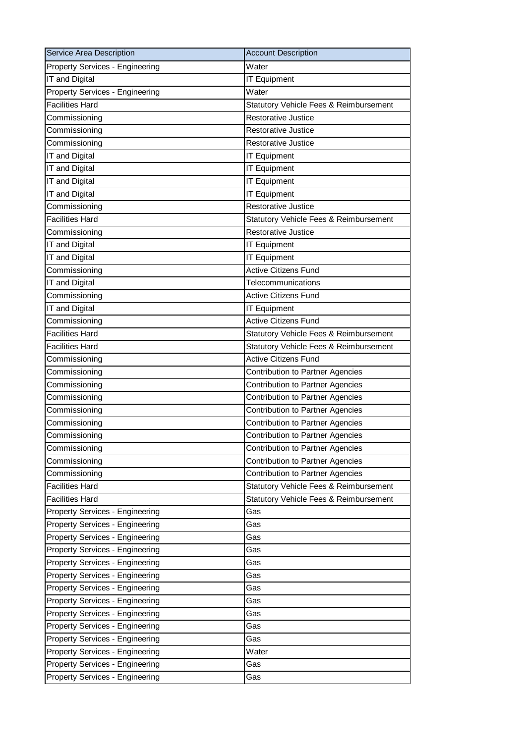| Service Area Description | Account Description |
| --- | --- |
| Property Services - Engineering | Water |
| IT and Digital | IT Equipment |
| Property Services - Engineering | Water |
| Facilities Hard | Statutory Vehicle Fees & Reimbursement |
| Commissioning | Restorative Justice |
| Commissioning | Restorative Justice |
| Commissioning | Restorative Justice |
| IT and Digital | IT Equipment |
| IT and Digital | IT Equipment |
| IT and Digital | IT Equipment |
| IT and Digital | IT Equipment |
| Commissioning | Restorative Justice |
| Facilities Hard | Statutory Vehicle Fees & Reimbursement |
| Commissioning | Restorative Justice |
| IT and Digital | IT Equipment |
| IT and Digital | IT Equipment |
| Commissioning | Active Citizens Fund |
| IT and Digital | Telecommunications |
| Commissioning | Active Citizens Fund |
| IT and Digital | IT Equipment |
| Commissioning | Active Citizens Fund |
| Facilities Hard | Statutory Vehicle Fees & Reimbursement |
| Facilities Hard | Statutory Vehicle Fees & Reimbursement |
| Commissioning | Active Citizens Fund |
| Commissioning | Contribution to Partner Agencies |
| Commissioning | Contribution to Partner Agencies |
| Commissioning | Contribution to Partner Agencies |
| Commissioning | Contribution to Partner Agencies |
| Commissioning | Contribution to Partner Agencies |
| Commissioning | Contribution to Partner Agencies |
| Commissioning | Contribution to Partner Agencies |
| Commissioning | Contribution to Partner Agencies |
| Commissioning | Contribution to Partner Agencies |
| Facilities Hard | Statutory Vehicle Fees & Reimbursement |
| Facilities Hard | Statutory Vehicle Fees & Reimbursement |
| Property Services - Engineering | Gas |
| Property Services - Engineering | Gas |
| Property Services - Engineering | Gas |
| Property Services - Engineering | Gas |
| Property Services - Engineering | Gas |
| Property Services - Engineering | Gas |
| Property Services - Engineering | Gas |
| Property Services - Engineering | Gas |
| Property Services - Engineering | Gas |
| Property Services - Engineering | Gas |
| Property Services - Engineering | Gas |
| Property Services - Engineering | Water |
| Property Services - Engineering | Gas |
| Property Services - Engineering | Gas |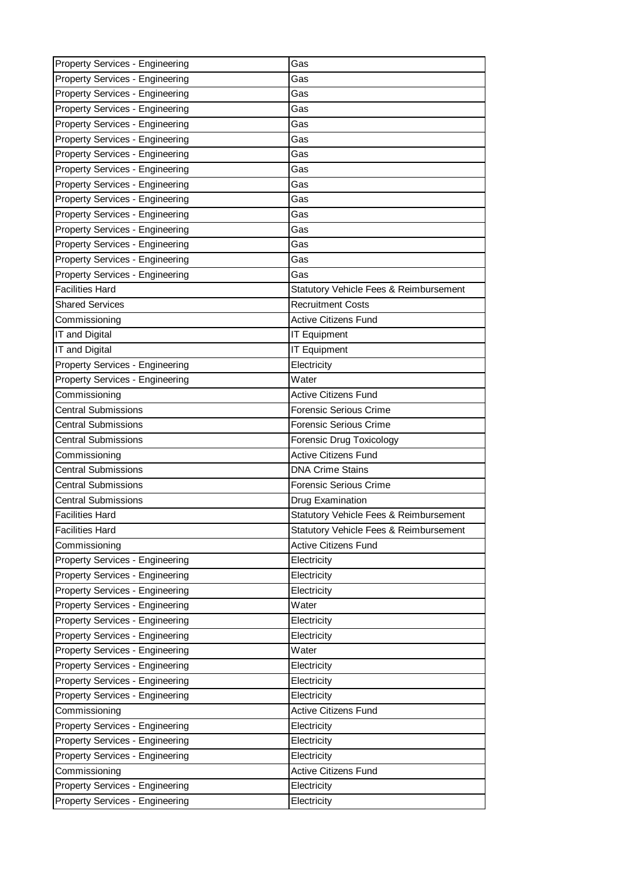| | |
|---|---|
| Property Services - Engineering | Gas |
| Property Services - Engineering | Gas |
| Property Services - Engineering | Gas |
| Property Services - Engineering | Gas |
| Property Services - Engineering | Gas |
| Property Services - Engineering | Gas |
| Property Services - Engineering | Gas |
| Property Services - Engineering | Gas |
| Property Services - Engineering | Gas |
| Property Services - Engineering | Gas |
| Property Services - Engineering | Gas |
| Property Services - Engineering | Gas |
| Property Services - Engineering | Gas |
| Property Services - Engineering | Gas |
| Property Services - Engineering | Gas |
| Facilities Hard | Statutory Vehicle Fees & Reimbursement |
| Shared Services | Recruitment Costs |
| Commissioning | Active Citizens Fund |
| IT and Digital | IT Equipment |
| IT and Digital | IT Equipment |
| Property Services - Engineering | Electricity |
| Property Services - Engineering | Water |
| Commissioning | Active Citizens Fund |
| Central Submissions | Forensic Serious Crime |
| Central Submissions | Forensic Serious Crime |
| Central Submissions | Forensic Drug Toxicology |
| Commissioning | Active Citizens Fund |
| Central Submissions | DNA Crime Stains |
| Central Submissions | Forensic Serious Crime |
| Central Submissions | Drug Examination |
| Facilities Hard | Statutory Vehicle Fees & Reimbursement |
| Facilities Hard | Statutory Vehicle Fees & Reimbursement |
| Commissioning | Active Citizens Fund |
| Property Services - Engineering | Electricity |
| Property Services - Engineering | Electricity |
| Property Services - Engineering | Electricity |
| Property Services - Engineering | Water |
| Property Services - Engineering | Electricity |
| Property Services - Engineering | Electricity |
| Property Services - Engineering | Water |
| Property Services - Engineering | Electricity |
| Property Services - Engineering | Electricity |
| Property Services - Engineering | Electricity |
| Commissioning | Active Citizens Fund |
| Property Services - Engineering | Electricity |
| Property Services - Engineering | Electricity |
| Property Services - Engineering | Electricity |
| Commissioning | Active Citizens Fund |
| Property Services - Engineering | Electricity |
| Property Services - Engineering | Electricity |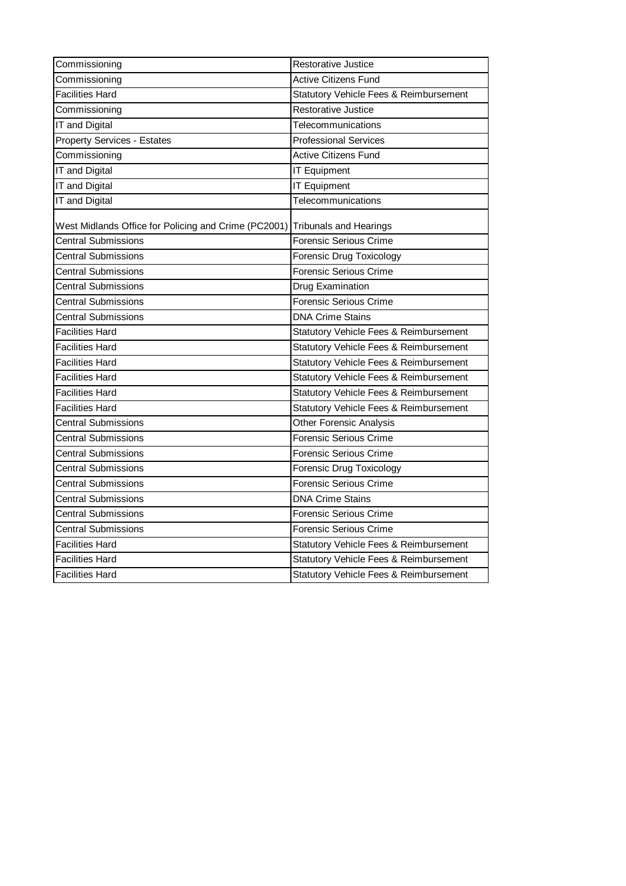| | |
|---|---|
| Commissioning | Restorative Justice |
| Commissioning | Active Citizens Fund |
| Facilities Hard | Statutory Vehicle Fees & Reimbursement |
| Commissioning | Restorative Justice |
| IT and Digital | Telecommunications |
| Property Services - Estates | Professional Services |
| Commissioning | Active Citizens Fund |
| IT and Digital | IT Equipment |
| IT and Digital | IT Equipment |
| IT and Digital | Telecommunications |
| West Midlands Office for Policing and Crime (PC2001) | Tribunals and Hearings |
| Central Submissions | Forensic Serious Crime |
| Central Submissions | Forensic Drug Toxicology |
| Central Submissions | Forensic Serious Crime |
| Central Submissions | Drug Examination |
| Central Submissions | Forensic Serious Crime |
| Central Submissions | DNA Crime Stains |
| Facilities Hard | Statutory Vehicle Fees & Reimbursement |
| Facilities Hard | Statutory Vehicle Fees & Reimbursement |
| Facilities Hard | Statutory Vehicle Fees & Reimbursement |
| Facilities Hard | Statutory Vehicle Fees & Reimbursement |
| Facilities Hard | Statutory Vehicle Fees & Reimbursement |
| Facilities Hard | Statutory Vehicle Fees & Reimbursement |
| Central Submissions | Other Forensic Analysis |
| Central Submissions | Forensic Serious Crime |
| Central Submissions | Forensic Serious Crime |
| Central Submissions | Forensic Drug Toxicology |
| Central Submissions | Forensic Serious Crime |
| Central Submissions | DNA Crime Stains |
| Central Submissions | Forensic Serious Crime |
| Central Submissions | Forensic Serious Crime |
| Facilities Hard | Statutory Vehicle Fees & Reimbursement |
| Facilities Hard | Statutory Vehicle Fees & Reimbursement |
| Facilities Hard | Statutory Vehicle Fees & Reimbursement |